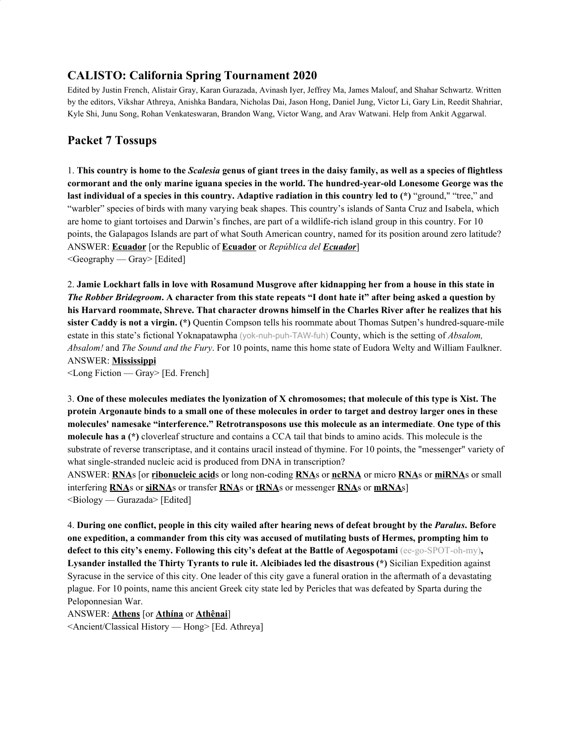# CALISTO: California Spring Tournament 2020

Edited by Justin French, Alistair Gray, Karan Gurazada, Avinash Iyer, Jeffrey Ma, James Malouf, and Shahar Schwartz. Written by the editors, Vikshar Athreya, Anishka Bandara, Nicholas Dai, Jason Hong, Daniel Jung, Victor Li, Gary Lin, Reedit Shahriar, Kyle Shi, Junu Song, Rohan Venkateswaran, Brandon Wang, Victor Wang, and Arav Watwani. Help from Ankit Aggarwal.

## Packet 7 Tossups

1. **This country is home to the *Scalesia* genus of giant trees in the daisy family, as well as a species of flightless cormorant and the only marine iguana species in the world. The hundred-year-old Lonesome George was the last individual of a species in this country. Adaptive radiation in this country led to (*)** "ground," "tree," and "warbler" species of birds with many varying beak shapes. This country's islands of Santa Cruz and Isabela, which are home to giant tortoises and Darwin's finches, are part of a wildlife-rich island group in this country. For 10 points, the Galapagos Islands are part of what South American country, named for its position around zero latitude?
ANSWER: **Ecuador** [or the Republic of **Ecuador** or *República del **Ecuador***]
<Geography — Gray> [Edited]

2. **Jamie Lockhart falls in love with Rosamund Musgrove after kidnapping her from a house in this state in *The Robber Bridegroom*. A character from this state repeats "I dont hate it" after being asked a question by his Harvard roommate, Shreve. That character drowns himself in the Charles River after he realizes that his sister Caddy is not a virgin. (*)** Quentin Compson tells his roommate about Thomas Sutpen's hundred-square-mile estate in this state's fictional Yoknapatawpha (yok-nuh-puh-TAW-fuh) County, which is the setting of *Absalom, Absalom!* and *The Sound and the Fury*. For 10 points, name this home state of Eudora Welty and William Faulkner.
ANSWER: **Mississippi**
<Long Fiction — Gray> [Ed. French]

3. **One of these molecules mediates the lyonization of X chromosomes; that molecule of this type is Xist. The protein Argonaute binds to a small one of these molecules in order to target and destroy larger ones in these molecules' namesake "interference." Retrotransposons use this molecule as an intermediate. One type of this molecule has a (*)** cloverleaf structure and contains a CCA tail that binds to amino acids. This molecule is the substrate of reverse transcriptase, and it contains uracil instead of thymine. For 10 points, the "messenger" variety of what single-stranded nucleic acid is produced from DNA in transcription?
ANSWER: **RNA**s [or **ribonucleic acid**s or long non-coding **RNA**s or **ncRNA** or micro **RNA**s or **miRNA**s or small interfering **RNA**s or **siRNA**s or transfer **RNA**s or **tRNA**s or messenger **RNA**s or **mRNA**s]
<Biology — Gurazada> [Edited]

4. **During one conflict, people in this city wailed after hearing news of defeat brought by the *Paralus*. Before one expedition, a commander from this city was accused of mutilating busts of Hermes, prompting him to defect to this city's enemy. Following this city's defeat at the Battle of Aegospotami** (ee-go-SPOT-oh-my)**, Lysander installed the Thirty Tyrants to rule it. Alcibiades led the disastrous (*)** Sicilian Expedition against Syracuse in the service of this city. One leader of this city gave a funeral oration in the aftermath of a devastating plague. For 10 points, name this ancient Greek city state led by Pericles that was defeated by Sparta during the Peloponnesian War.
ANSWER: **Athens** [or **Athína** or **Athênai**]
<Ancient/Classical History — Hong> [Ed. Athreya]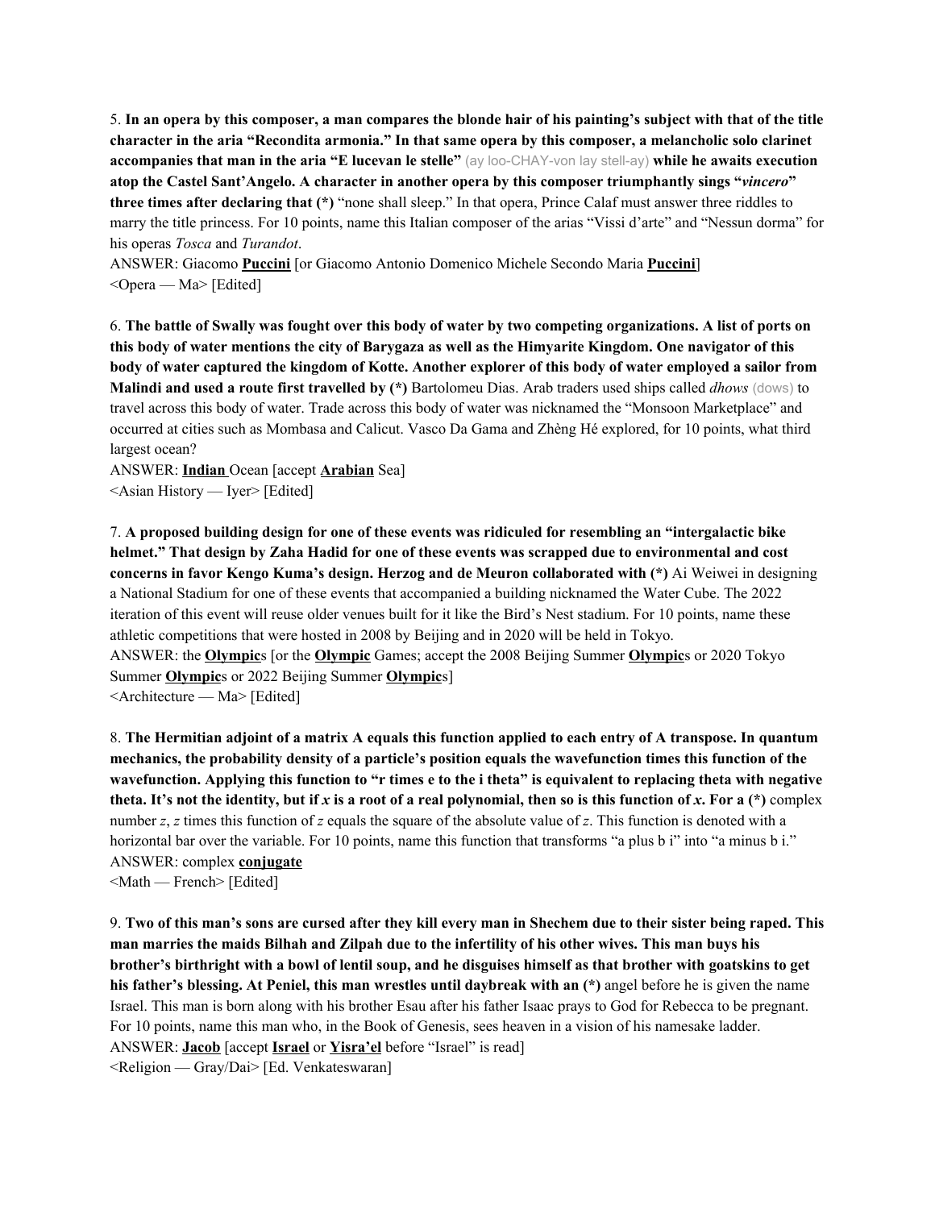5. **In an opera by this composer, a man compares the blonde hair of his painting's subject with that of the title character in the aria "Recondita armonia." In that same opera by this composer, a melancholic solo clarinet accompanies that man in the aria "E lucevan le stelle"** (ay loo-CHAY-von lay stell-ay) **while he awaits execution atop the Castel Sant'Angelo. A character in another opera by this composer triumphantly sings "*vincero*" three times after declaring that (*)** "none shall sleep." In that opera, Prince Calaf must answer three riddles to marry the title princess. For 10 points, name this Italian composer of the arias "Vissi d'arte" and "Nessun dorma" for his operas *Tosca* and *Turandot*.
ANSWER: Giacomo **<u>Puccini</u>** [or Giacomo Antonio Domenico Michele Secondo Maria **<u>Puccini</u>**]
<Opera — Ma> [Edited]

6. **The battle of Swally was fought over this body of water by two competing organizations. A list of ports on this body of water mentions the city of Barygaza as well as the Himyarite Kingdom. One navigator of this body of water captured the kingdom of Kotte. Another explorer of this body of water employed a sailor from Malindi and used a route first travelled by (*)** Bartolomeu Dias. Arab traders used ships called *dhows* (dows) to travel across this body of water. Trade across this body of water was nicknamed the "Monsoon Marketplace" and occurred at cities such as Mombasa and Calicut. Vasco Da Gama and Zhèng Hé explored, for 10 points, what third largest ocean?
ANSWER: **<u>Indian</u>** Ocean [accept **<u>Arabian</u>** Sea]
<Asian History — Iyer> [Edited]

7. **A proposed building design for one of these events was ridiculed for resembling an "intergalactic bike helmet." That design by Zaha Hadid for one of these events was scrapped due to environmental and cost concerns in favor Kengo Kuma's design. Herzog and de Meuron collaborated with (*)** Ai Weiwei in designing a National Stadium for one of these events that accompanied a building nicknamed the Water Cube. The 2022 iteration of this event will reuse older venues built for it like the Bird's Nest stadium. For 10 points, name these athletic competitions that were hosted in 2008 by Beijing and in 2020 will be held in Tokyo.
ANSWER: the **<u>Olympic</u>**s [or the **<u>Olympic</u>** Games; accept the 2008 Beijing Summer **<u>Olympic</u>**s or 2020 Tokyo Summer **<u>Olympic</u>**s or 2022 Beijing Summer **<u>Olympic</u>**s]
<Architecture — Ma> [Edited]

8. **The Hermitian adjoint of a matrix A equals this function applied to each entry of A transpose. In quantum mechanics, the probability density of a particle's position equals the wavefunction times this function of the wavefunction. Applying this function to "r times e to the i theta" is equivalent to replacing theta with negative theta. It's not the identity, but if *x* is a root of a real polynomial, then so is this function of *x*. For a (*)** complex number *z*, *z* times this function of *z* equals the square of the absolute value of *z*. This function is denoted with a horizontal bar over the variable. For 10 points, name this function that transforms "a plus b i" into "a minus b i."
ANSWER: complex **<u>conjugate</u>**
<Math — French> [Edited]

9. **Two of this man's sons are cursed after they kill every man in Shechem due to their sister being raped. This man marries the maids Bilhah and Zilpah due to the infertility of his other wives. This man buys his brother's birthright with a bowl of lentil soup, and he disguises himself as that brother with goatskins to get his father's blessing. At Peniel, this man wrestles until daybreak with an (*)** angel before he is given the name Israel. This man is born along with his brother Esau after his father Isaac prays to God for Rebecca to be pregnant. For 10 points, name this man who, in the Book of Genesis, sees heaven in a vision of his namesake ladder.
ANSWER: **<u>Jacob</u>** [accept **<u>Israel</u>** or **<u>Yisra'el</u>** before "Israel" is read]
<Religion — Gray/Dai> [Ed. Venkateswaran]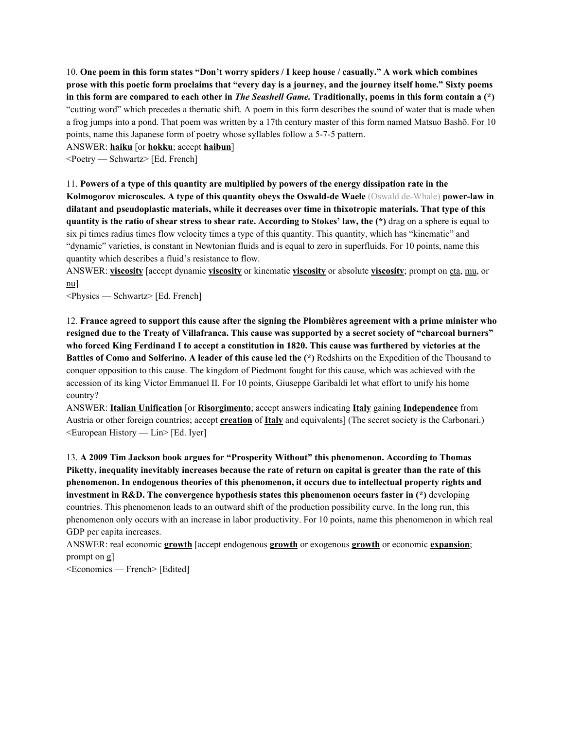10. **One poem in this form states "Don't worry spiders / I keep house / casually." A work which combines prose with this poetic form proclaims that "every day is a journey, and the journey itself home." Sixty poems in this form are compared to each other in *The Seashell Game.* Traditionally, poems in this form contain a (*)** "cutting word" which precedes a thematic shift. A poem in this form describes the sound of water that is made when a frog jumps into a pond. That poem was written by a 17th century master of this form named Matsuo Bashō. For 10 points, name this Japanese form of poetry whose syllables follow a 5-7-5 pattern.

ANSWER: **haiku** [or **hokku**; accept **haibun**]

<Poetry — Schwartz> [Ed. French]

11. **Powers of a type of this quantity are multiplied by powers of the energy dissipation rate in the Kolmogorov microscales. A type of this quantity obeys the Oswald-de Waele** (Oswald de-Whale) **power-law in dilatant and pseudoplastic materials, while it decreases over time in thixotropic materials. That type of this quantity is the ratio of shear stress to shear rate. According to Stokes' law, the (*)** drag on a sphere is equal to six pi times radius times flow velocity times a type of this quantity. This quantity, which has "kinematic" and "dynamic" varieties, is constant in Newtonian fluids and is equal to zero in superfluids. For 10 points, name this quantity which describes a fluid's resistance to flow.

ANSWER: **viscosity** [accept dynamic **viscosity** or kinematic **viscosity** or absolute **viscosity**; prompt on eta, mu, or nu]

<Physics — Schwartz> [Ed. French]

12. **France agreed to support this cause after the signing the Plombières agreement with a prime minister who resigned due to the Treaty of Villafranca. This cause was supported by a secret society of "charcoal burners" who forced King Ferdinand I to accept a constitution in 1820. This cause was furthered by victories at the Battles of Como and Solferino. A leader of this cause led the (*)** Redshirts on the Expedition of the Thousand to conquer opposition to this cause. The kingdom of Piedmont fought for this cause, which was achieved with the accession of its king Victor Emmanuel II. For 10 points, Giuseppe Garibaldi let what effort to unify his home country?

ANSWER: **Italian Unification** [or **Risorgimento**; accept answers indicating **Italy** gaining **Independence** from Austria or other foreign countries; accept **creation** of **Italy** and equivalents] (The secret society is the Carbonari.)

<European History — Lin> [Ed. Iyer]

13. **A 2009 Tim Jackson book argues for "Prosperity Without" this phenomenon. According to Thomas Piketty, inequality inevitably increases because the rate of return on capital is greater than the rate of this phenomenon. In endogenous theories of this phenomenon, it occurs due to intellectual property rights and investment in R&D. The convergence hypothesis states this phenomenon occurs faster in (*)** developing countries. This phenomenon leads to an outward shift of the production possibility curve. In the long run, this phenomenon only occurs with an increase in labor productivity. For 10 points, name this phenomenon in which real GDP per capita increases.

ANSWER: real economic **growth** [accept endogenous **growth** or exogenous **growth** or economic **expansion**; prompt on g]

<Economics — French> [Edited]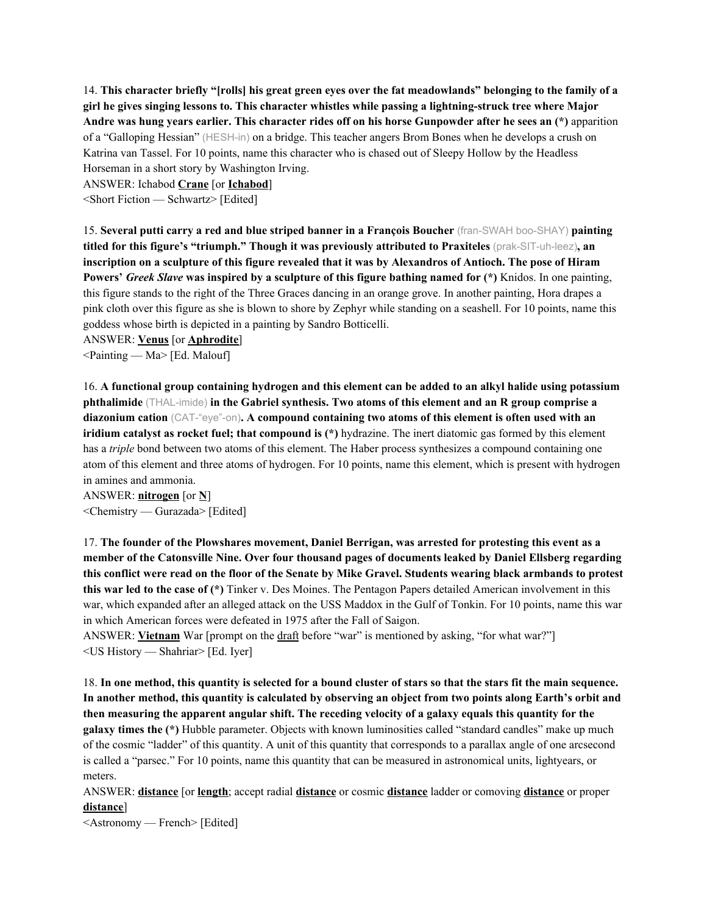14. **This character briefly "[rolls] his great green eyes over the fat meadowlands" belonging to the family of a girl he gives singing lessons to. This character whistles while passing a lightning-struck tree where Major Andre was hung years earlier. This character rides off on his horse Gunpowder after he sees an (*)** apparition of a "Galloping Hessian" (HESH-in) on a bridge. This teacher angers Brom Bones when he develops a crush on Katrina van Tassel. For 10 points, name this character who is chased out of Sleepy Hollow by the Headless Horseman in a short story by Washington Irving.

ANSWER: Ichabod **Crane** [or **Ichabod**]

<Short Fiction — Schwartz> [Edited]

15. **Several putti carry a red and blue striped banner in a François Boucher** (fran-SWAH boo-SHAY) **painting titled for this figure's "triumph." Though it was previously attributed to Praxiteles** (prak-SIT-uh-leez)**, an inscription on a sculpture of this figure revealed that it was by Alexandros of Antioch. The pose of Hiram Powers' *Greek Slave* was inspired by a sculpture of this figure bathing named for (*)** Knidos. In one painting, this figure stands to the right of the Three Graces dancing in an orange grove. In another painting, Hora drapes a pink cloth over this figure as she is blown to shore by Zephyr while standing on a seashell. For 10 points, name this goddess whose birth is depicted in a painting by Sandro Botticelli.

ANSWER: **Venus** [or **Aphrodite**]

<Painting — Ma> [Ed. Malouf]

16. **A functional group containing hydrogen and this element can be added to an alkyl halide using potassium phthalimide** (THAL-imide) **in the Gabriel synthesis. Two atoms of this element and an R group comprise a diazonium cation** (CAT-"eye"-on)**. A compound containing two atoms of this element is often used with an iridium catalyst as rocket fuel; that compound is (*)** hydrazine. The inert diatomic gas formed by this element has a *triple* bond between two atoms of this element. The Haber process synthesizes a compound containing one atom of this element and three atoms of hydrogen. For 10 points, name this element, which is present with hydrogen in amines and ammonia.

ANSWER: **nitrogen** [or **N**]

<Chemistry — Gurazada> [Edited]

17. **The founder of the Plowshares movement, Daniel Berrigan, was arrested for protesting this event as a member of the Catonsville Nine. Over four thousand pages of documents leaked by Daniel Ellsberg regarding this conflict were read on the floor of the Senate by Mike Gravel. Students wearing black armbands to protest this war led to the case of (*)** Tinker v. Des Moines. The Pentagon Papers detailed American involvement in this war, which expanded after an alleged attack on the USS Maddox in the Gulf of Tonkin. For 10 points, name this war in which American forces were defeated in 1975 after the Fall of Saigon.

ANSWER: **Vietnam** War [prompt on the draft before "war" is mentioned by asking, "for what war?"]

<US History — Shahriar> [Ed. Iyer]

18. **In one method, this quantity is selected for a bound cluster of stars so that the stars fit the main sequence. In another method, this quantity is calculated by observing an object from two points along Earth's orbit and then measuring the apparent angular shift. The receding velocity of a galaxy equals this quantity for the galaxy times the (*)** Hubble parameter. Objects with known luminosities called "standard candles" make up much of the cosmic "ladder" of this quantity. A unit of this quantity that corresponds to a parallax angle of one arcsecond is called a "parsec." For 10 points, name this quantity that can be measured in astronomical units, lightyears, or meters.

ANSWER: **distance** [or **length**; accept radial **distance** or cosmic **distance** ladder or comoving **distance** or proper **distance**]

<Astronomy — French> [Edited]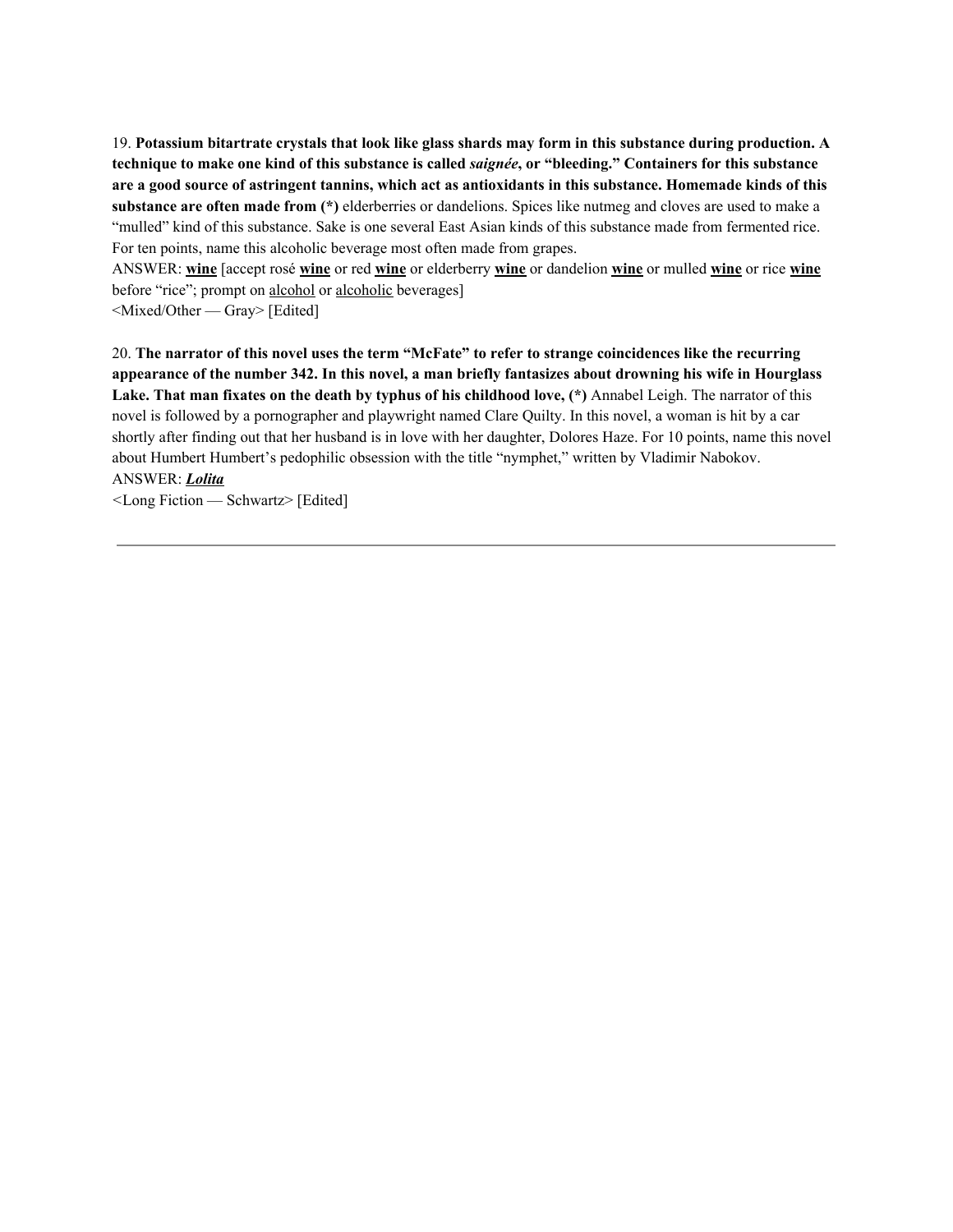19. **Potassium bitartrate crystals that look like glass shards may form in this substance during production. A technique to make one kind of this substance is called *saignée*, or "bleeding." Containers for this substance are a good source of astringent tannins, which act as antioxidants in this substance. Homemade kinds of this substance are often made from (*)** elderberries or dandelions. Spices like nutmeg and cloves are used to make a "mulled" kind of this substance. Sake is one several East Asian kinds of this substance made from fermented rice. For ten points, name this alcoholic beverage most often made from grapes.
ANSWER: **wine** [accept rosé **wine** or red **wine** or elderberry **wine** or dandelion **wine** or mulled **wine** or rice **wine** before "rice"; prompt on alcohol or alcoholic beverages]
<Mixed/Other — Gray> [Edited]

20. **The narrator of this novel uses the term "McFate" to refer to strange coincidences like the recurring appearance of the number 342. In this novel, a man briefly fantasizes about drowning his wife in Hourglass Lake. That man fixates on the death by typhus of his childhood love, (*)** Annabel Leigh. The narrator of this novel is followed by a pornographer and playwright named Clare Quilty. In this novel, a woman is hit by a car shortly after finding out that her husband is in love with her daughter, Dolores Haze. For 10 points, name this novel about Humbert Humbert's pedophilic obsession with the title "nymphet," written by Vladimir Nabokov.
ANSWER: ***Lolita***
<Long Fiction — Schwartz> [Edited]

---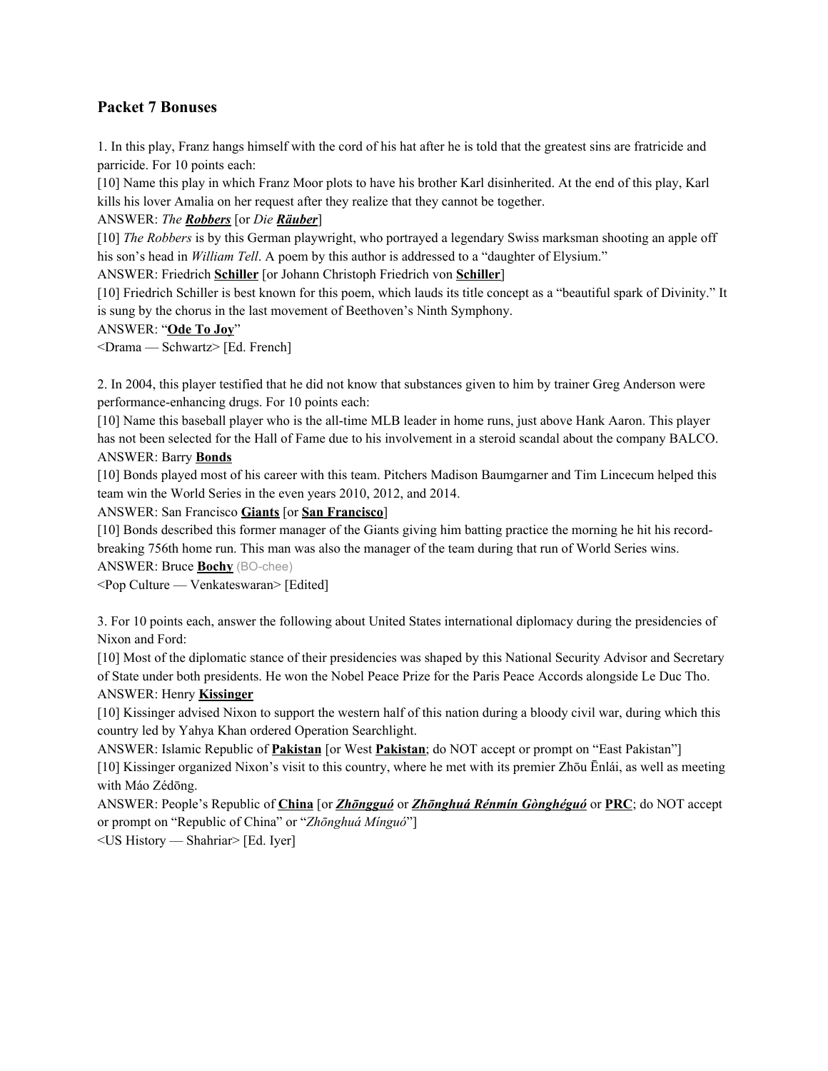## Packet 7 Bonuses

1. In this play, Franz hangs himself with the cord of his hat after he is told that the greatest sins are fratricide and parricide. For 10 points each:

[10] Name this play in which Franz Moor plots to have his brother Karl disinherited. At the end of this play, Karl kills his lover Amalia on her request after they realize that they cannot be together.

ANSWER: *The **Robbers*** [or *Die **Räuber***]

[10] *The Robbers* is by this German playwright, who portrayed a legendary Swiss marksman shooting an apple off his son's head in *William Tell*. A poem by this author is addressed to a "daughter of Elysium."

ANSWER: Friedrich **Schiller** [or Johann Christoph Friedrich von **Schiller**]

[10] Friedrich Schiller is best known for this poem, which lauds its title concept as a "beautiful spark of Divinity." It is sung by the chorus in the last movement of Beethoven's Ninth Symphony.

ANSWER: "**Ode To Joy**"

<Drama — Schwartz> [Ed. French]

2. In 2004, this player testified that he did not know that substances given to him by trainer Greg Anderson were performance-enhancing drugs. For 10 points each:

[10] Name this baseball player who is the all-time MLB leader in home runs, just above Hank Aaron. This player has not been selected for the Hall of Fame due to his involvement in a steroid scandal about the company BALCO.

ANSWER: Barry **Bonds**

[10] Bonds played most of his career with this team. Pitchers Madison Baumgarner and Tim Lincecum helped this team win the World Series in the even years 2010, 2012, and 2014.

ANSWER: San Francisco **Giants** [or **San Francisco**]

[10] Bonds described this former manager of the Giants giving him batting practice the morning he hit his record-breaking 756th home run. This man was also the manager of the team during that run of World Series wins.

ANSWER: Bruce **Bochy** (BO-chee)

<Pop Culture — Venkateswaran> [Edited]

3. For 10 points each, answer the following about United States international diplomacy during the presidencies of Nixon and Ford:

[10] Most of the diplomatic stance of their presidencies was shaped by this National Security Advisor and Secretary of State under both presidents. He won the Nobel Peace Prize for the Paris Peace Accords alongside Le Duc Tho.

ANSWER: Henry **Kissinger**

[10] Kissinger advised Nixon to support the western half of this nation during a bloody civil war, during which this country led by Yahya Khan ordered Operation Searchlight.

ANSWER: Islamic Republic of **Pakistan** [or West **Pakistan**; do NOT accept or prompt on "East Pakistan"]

[10] Kissinger organized Nixon's visit to this country, where he met with its premier Zhōu Ēnlái, as well as meeting with Máo Zédōng.

ANSWER: People's Republic of **China** [or ***Zhōngguó*** or ***Zhōnghuá Rénmín Gònghéguó*** or **PRC**; do NOT accept or prompt on "Republic of China" or "*Zhōnghuá Mínguó*"]

<US History — Shahriar> [Ed. Iyer]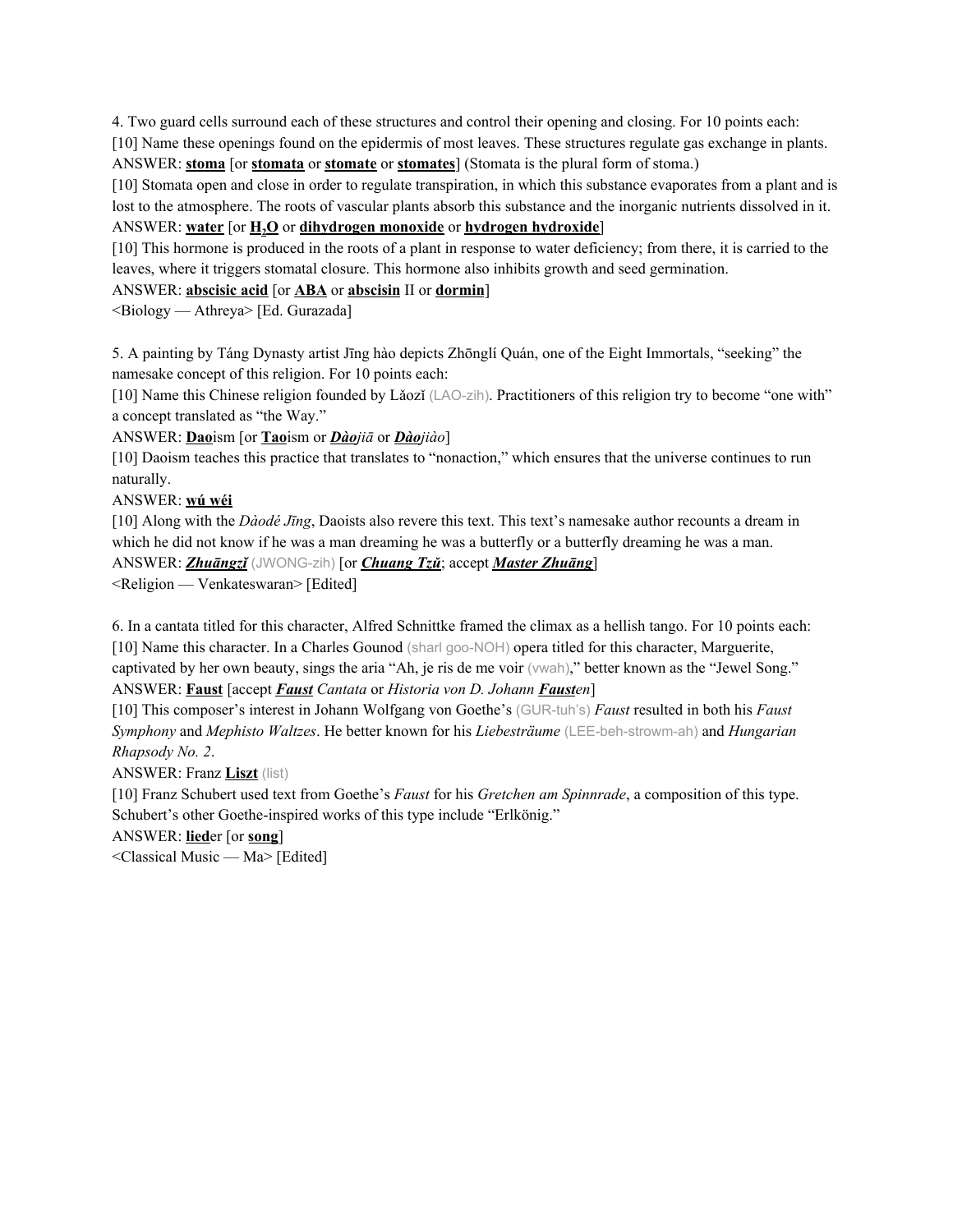4. Two guard cells surround each of these structures and control their opening and closing. For 10 points each:

[10] Name these openings found on the epidermis of most leaves. These structures regulate gas exchange in plants.

ANSWER: **stoma** [or **stomata** or **stomate** or **stomates**] (Stomata is the plural form of stoma.)

[10] Stomata open and close in order to regulate transpiration, in which this substance evaporates from a plant and is lost to the atmosphere. The roots of vascular plants absorb this substance and the inorganic nutrients dissolved in it.

ANSWER: **water** [or **$H_2O$** or **dihydrogen monoxide** or **hydrogen hydroxide**]

[10] This hormone is produced in the roots of a plant in response to water deficiency; from there, it is carried to the leaves, where it triggers stomatal closure. This hormone also inhibits growth and seed germination.

ANSWER: **abscisic acid** [or **ABA** or **abscisin** II or **dormin**]

<Biology — Athreya> [Ed. Gurazada]

5. A painting by Táng Dynasty artist Jīng hào depicts Zhōnglí Quán, one of the Eight Immortals, "seeking" the namesake concept of this religion. For 10 points each:

[10] Name this Chinese religion founded by Lǎozǐ (LAO-zih). Practitioners of this religion try to become "one with" a concept translated as "the Way."

ANSWER: **Dao**ism [or **Tao**ism or ***Dào****jiā* or ***Dào****jiào*]

[10] Daoism teaches this practice that translates to "nonaction," which ensures that the universe continues to run naturally.

ANSWER: **wú wéi**

[10] Along with the *Dàodé Jīng*, Daoists also revere this text. This text's namesake author recounts a dream in which he did not know if he was a man dreaming he was a butterfly or a butterfly dreaming he was a man.

ANSWER: ***Zhuāngzǐ*** (JWONG-zih) [or ***Chuang Tzŭ***; accept ***Master Zhuāng***]

<Religion — Venkateswaran> [Edited]

6. In a cantata titled for this character, Alfred Schnittke framed the climax as a hellish tango. For 10 points each:

[10] Name this character. In a Charles Gounod (sharl goo-NOH) opera titled for this character, Marguerite, captivated by her own beauty, sings the aria "Ah, je ris de me voir (vwah)," better known as the "Jewel Song."

ANSWER: **Faust** [accept ***Faust*** *Cantata* or *Historia von D. Johann* ***Faust****en*]

[10] This composer's interest in Johann Wolfgang von Goethe's (GUR-tuh's) *Faust* resulted in both his *Faust Symphony* and *Mephisto Waltzes*. He better known for his *Liebesträume* (LEE-beh-strowm-ah) and *Hungarian Rhapsody No. 2*.

ANSWER: Franz **Liszt** (list)

[10] Franz Schubert used text from Goethe's *Faust* for his *Gretchen am Spinnrade*, a composition of this type. Schubert's other Goethe-inspired works of this type include "Erlkönig."

ANSWER: **lied**er [or **song**]

<Classical Music — Ma> [Edited]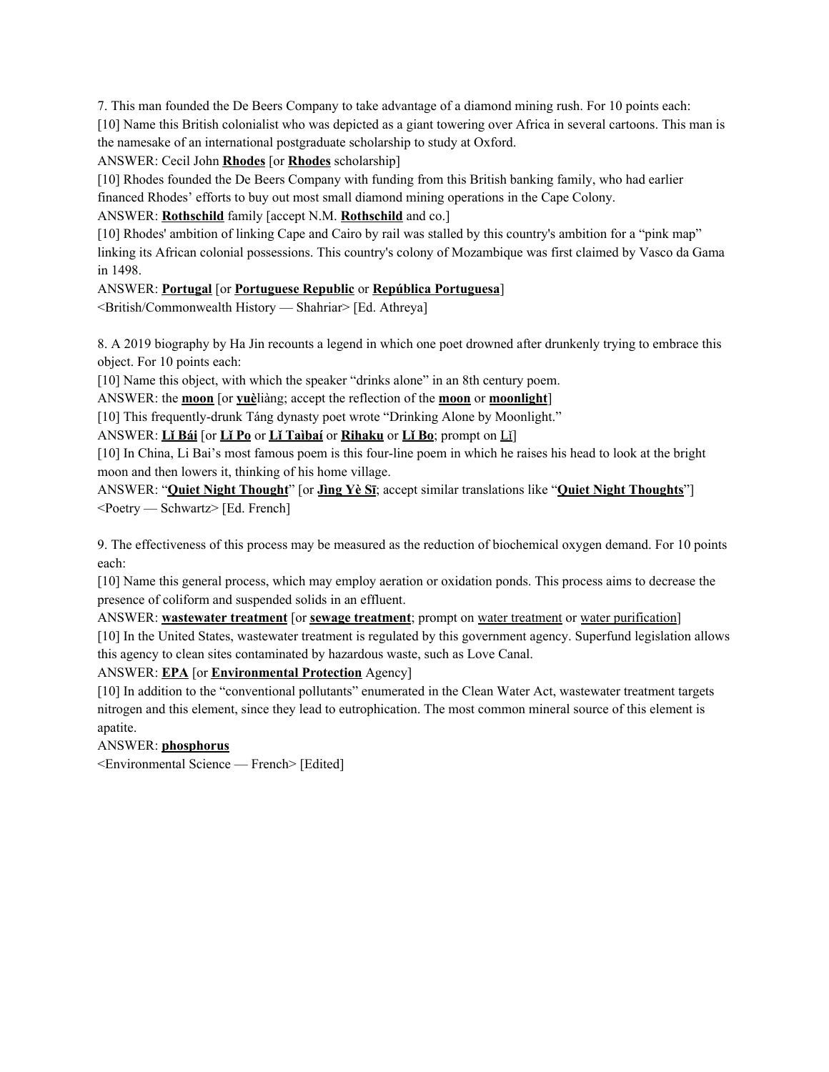7. This man founded the De Beers Company to take advantage of a diamond mining rush. For 10 points each:

[10] Name this British colonialist who was depicted as a giant towering over Africa in several cartoons. This man is the namesake of an international postgraduate scholarship to study at Oxford.

ANSWER: Cecil John **Rhodes** [or **Rhodes** scholarship]

[10] Rhodes founded the De Beers Company with funding from this British banking family, who had earlier financed Rhodes' efforts to buy out most small diamond mining operations in the Cape Colony.

ANSWER: **Rothschild** family [accept N.M. **Rothschild** and co.]

[10] Rhodes' ambition of linking Cape and Cairo by rail was stalled by this country's ambition for a "pink map" linking its African colonial possessions. This country's colony of Mozambique was first claimed by Vasco da Gama in 1498.

ANSWER: **Portugal** [or **Portuguese Republic** or **República Portuguesa**]

<British/Commonwealth History — Shahriar> [Ed. Athreya]

8. A 2019 biography by Ha Jin recounts a legend in which one poet drowned after drunkenly trying to embrace this object. For 10 points each:

[10] Name this object, with which the speaker "drinks alone" in an 8th century poem.

ANSWER: the **moon** [or **yuè**liàng; accept the reflection of the **moon** or **moonlight**]

[10] This frequently-drunk Táng dynasty poet wrote "Drinking Alone by Moonlight."

ANSWER: **Lǐ Bái** [or **Lǐ Po** or **Lǐ Tàibaí** or **Rihaku** or **Lǐ Bo**; prompt on Lǐ]

[10] In China, Li Bai's most famous poem is this four-line poem in which he raises his head to look at the bright moon and then lowers it, thinking of his home village.

ANSWER: "**Quiet Night Thought**" [or **Jìng Yè Sī**; accept similar translations like "**Quiet Night Thoughts**"]

<Poetry — Schwartz> [Ed. French]

9. The effectiveness of this process may be measured as the reduction of biochemical oxygen demand. For 10 points each:

[10] Name this general process, which may employ aeration or oxidation ponds. This process aims to decrease the presence of coliform and suspended solids in an effluent.

ANSWER: **wastewater treatment** [or **sewage treatment**; prompt on water treatment or water purification]

[10] In the United States, wastewater treatment is regulated by this government agency. Superfund legislation allows this agency to clean sites contaminated by hazardous waste, such as Love Canal.

ANSWER: **EPA** [or **Environmental Protection** Agency]

[10] In addition to the "conventional pollutants" enumerated in the Clean Water Act, wastewater treatment targets nitrogen and this element, since they lead to eutrophication. The most common mineral source of this element is apatite.

ANSWER: **phosphorus**

<Environmental Science — French> [Edited]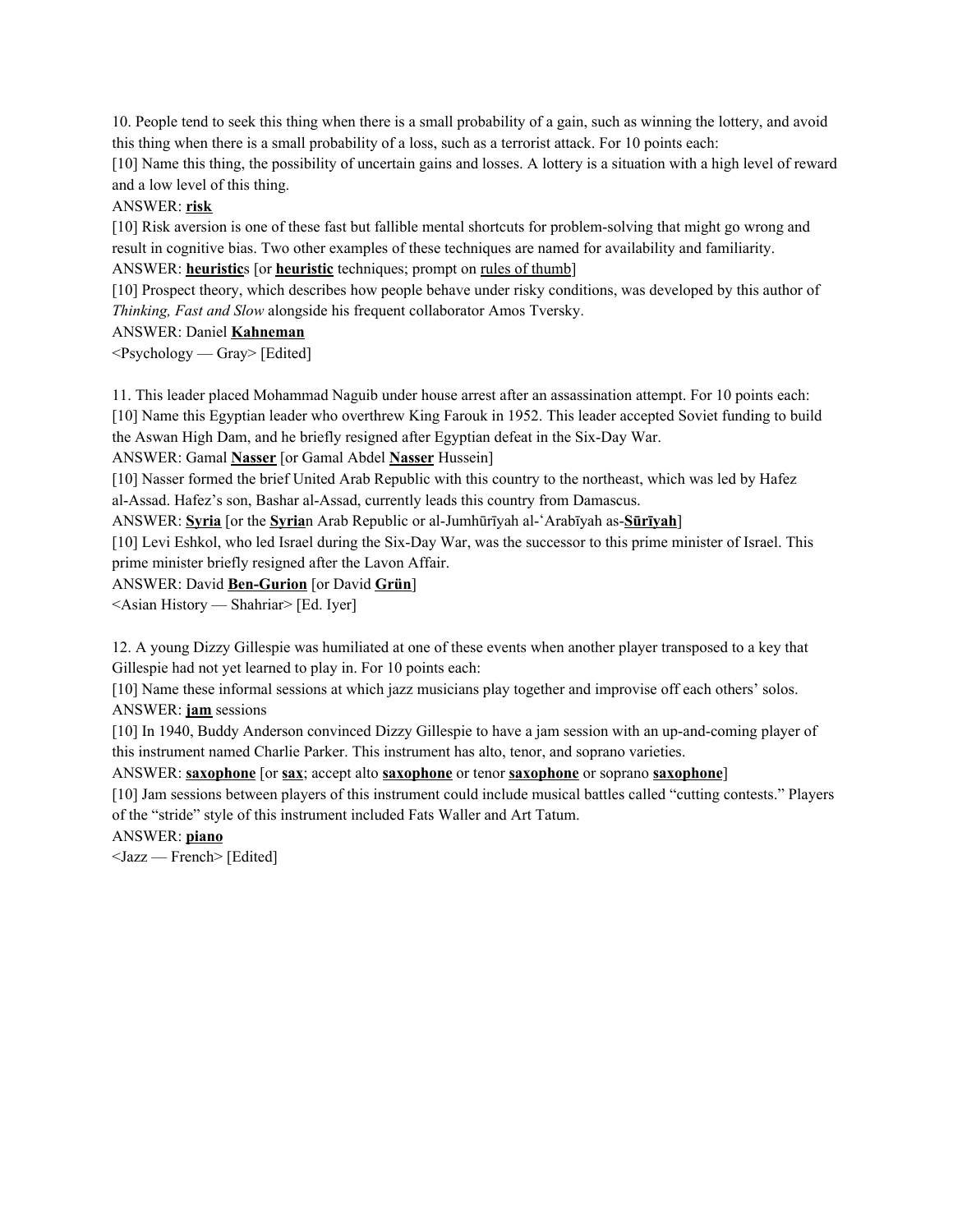10. People tend to seek this thing when there is a small probability of a gain, such as winning the lottery, and avoid this thing when there is a small probability of a loss, such as a terrorist attack. For 10 points each:

[10] Name this thing, the possibility of uncertain gains and losses. A lottery is a situation with a high level of reward and a low level of this thing.

ANSWER: **risk**

[10] Risk aversion is one of these fast but fallible mental shortcuts for problem-solving that might go wrong and result in cognitive bias. Two other examples of these techniques are named for availability and familiarity.

ANSWER: **heuristic**s [or **heuristic** techniques; prompt on rules of thumb]

[10] Prospect theory, which describes how people behave under risky conditions, was developed by this author of *Thinking, Fast and Slow* alongside his frequent collaborator Amos Tversky.

ANSWER: Daniel **Kahneman**

<Psychology — Gray> [Edited]

11. This leader placed Mohammad Naguib under house arrest after an assassination attempt. For 10 points each:

[10] Name this Egyptian leader who overthrew King Farouk in 1952. This leader accepted Soviet funding to build the Aswan High Dam, and he briefly resigned after Egyptian defeat in the Six-Day War.

ANSWER: Gamal **Nasser** [or Gamal Abdel **Nasser** Hussein]

[10] Nasser formed the brief United Arab Republic with this country to the northeast, which was led by Hafez al-Assad. Hafez's son, Bashar al-Assad, currently leads this country from Damascus.

ANSWER: **Syria** [or the **Syria**n Arab Republic or al-Jumhūrīyah al-ʿArabīyah as-**Sūrīyah**]

[10] Levi Eshkol, who led Israel during the Six-Day War, was the successor to this prime minister of Israel. This prime minister briefly resigned after the Lavon Affair.

ANSWER: David **Ben-Gurion** [or David **Grün**]

<Asian History — Shahriar> [Ed. Iyer]

12. A young Dizzy Gillespie was humiliated at one of these events when another player transposed to a key that Gillespie had not yet learned to play in. For 10 points each:

[10] Name these informal sessions at which jazz musicians play together and improvise off each others' solos.

ANSWER: **jam** sessions

[10] In 1940, Buddy Anderson convinced Dizzy Gillespie to have a jam session with an up-and-coming player of this instrument named Charlie Parker. This instrument has alto, tenor, and soprano varieties.

ANSWER: **saxophone** [or **sax**; accept alto **saxophone** or tenor **saxophone** or soprano **saxophone**]

[10] Jam sessions between players of this instrument could include musical battles called "cutting contests." Players of the "stride" style of this instrument included Fats Waller and Art Tatum.

ANSWER: **piano**

<Jazz — French> [Edited]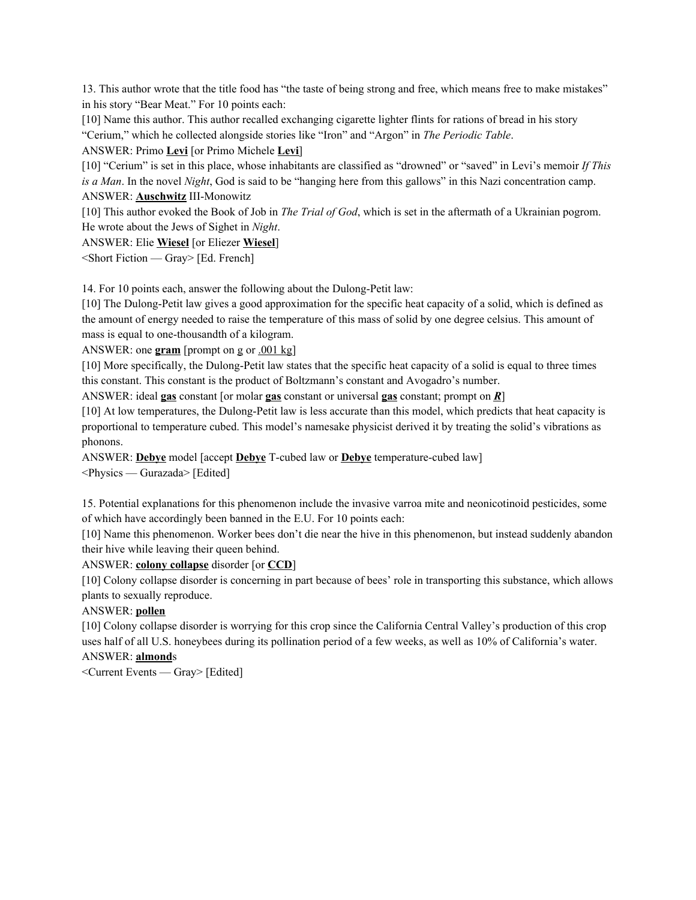13. This author wrote that the title food has “the taste of being strong and free, which means free to make mistakes” in his story “Bear Meat.” For 10 points each:

[10] Name this author. This author recalled exchanging cigarette lighter flints for rations of bread in his story “Cerium,” which he collected alongside stories like “Iron” and “Argon” in *The Periodic Table*.

ANSWER: Primo **Levi** [or Primo Michele **Levi**]

[10] “Cerium” is set in this place, whose inhabitants are classified as “drowned” or “saved” in Levi’s memoir *If This is a Man*. In the novel *Night*, God is said to be “hanging here from this gallows” in this Nazi concentration camp.

ANSWER: **Auschwitz** III-Monowitz

[10] This author evoked the Book of Job in *The Trial of God*, which is set in the aftermath of a Ukrainian pogrom. He wrote about the Jews of Sighet in *Night*.

ANSWER: Elie **Wiesel** [or Eliezer **Wiesel**]

<Short Fiction — Gray> [Ed. French]

14. For 10 points each, answer the following about the Dulong-Petit law:

[10] The Dulong-Petit law gives a good approximation for the specific heat capacity of a solid, which is defined as the amount of energy needed to raise the temperature of this mass of solid by one degree celsius. This amount of mass is equal to one-thousandth of a kilogram.

ANSWER: one **gram** [prompt on g or .001 kg]

[10] More specifically, the Dulong-Petit law states that the specific heat capacity of a solid is equal to three times this constant. This constant is the product of Boltzmann’s constant and Avogadro’s number.

ANSWER: ideal **gas** constant [or molar **gas** constant or universal **gas** constant; prompt on ***R***]

[10] At low temperatures, the Dulong-Petit law is less accurate than this model, which predicts that heat capacity is proportional to temperature cubed. This model’s namesake physicist derived it by treating the solid’s vibrations as phonons.

ANSWER: **Debye** model [accept **Debye** T-cubed law or **Debye** temperature-cubed law]

<Physics — Gurazada> [Edited]

15. Potential explanations for this phenomenon include the invasive varroa mite and neonicotinoid pesticides, some of which have accordingly been banned in the E.U. For 10 points each:

[10] Name this phenomenon. Worker bees don’t die near the hive in this phenomenon, but instead suddenly abandon their hive while leaving their queen behind.

ANSWER: **colony collapse** disorder [or **CCD**]

[10] Colony collapse disorder is concerning in part because of bees’ role in transporting this substance, which allows plants to sexually reproduce.

ANSWER: **pollen**

[10] Colony collapse disorder is worrying for this crop since the California Central Valley’s production of this crop uses half of all U.S. honeybees during its pollination period of a few weeks, as well as 10% of California’s water.

ANSWER: **almond**s

<Current Events — Gray> [Edited]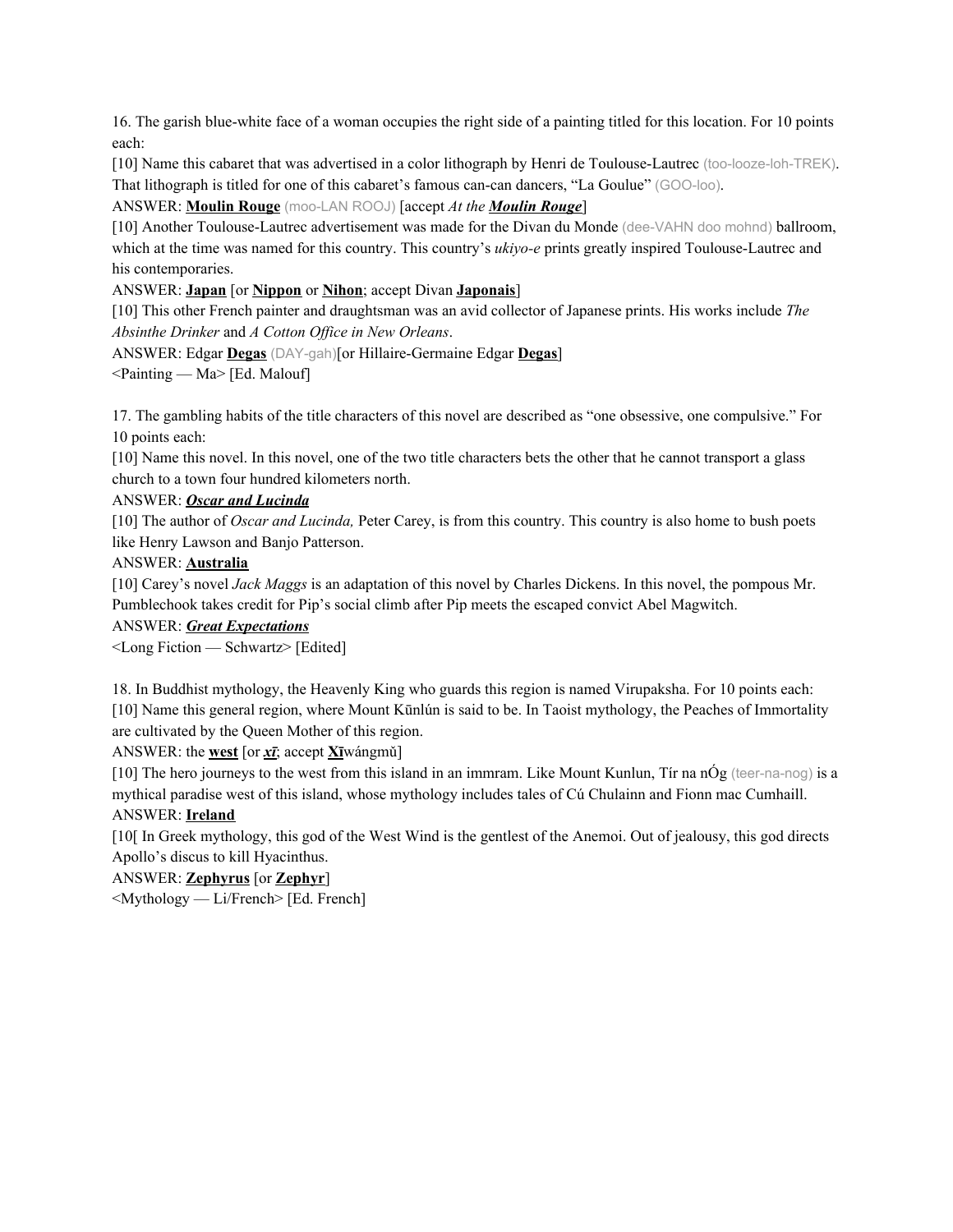16. The garish blue-white face of a woman occupies the right side of a painting titled for this location. For 10 points each:

[10] Name this cabaret that was advertised in a color lithograph by Henri de Toulouse-Lautrec (too-looze-loh-TREK). That lithograph is titled for one of this cabaret's famous can-can dancers, "La Goulue" (GOO-loo).

ANSWER: **Moulin Rouge** (moo-LAN ROOJ) [accept *At the* ***Moulin Rouge***]

[10] Another Toulouse-Lautrec advertisement was made for the Divan du Monde (dee-VAHN doo mohnd) ballroom, which at the time was named for this country. This country's *ukiyo-e* prints greatly inspired Toulouse-Lautrec and his contemporaries.

ANSWER: **Japan** [or **Nippon** or **Nihon**; accept Divan **Japonais**]

[10] This other French painter and draughtsman was an avid collector of Japanese prints. His works include *The Absinthe Drinker* and *A Cotton Office in New Orleans*.

ANSWER: Edgar **Degas** (DAY-gah)[or Hillaire-Germaine Edgar **Degas**]

<Painting — Ma> [Ed. Malouf]

17. The gambling habits of the title characters of this novel are described as "one obsessive, one compulsive." For 10 points each:

[10] Name this novel. In this novel, one of the two title characters bets the other that he cannot transport a glass church to a town four hundred kilometers north.

ANSWER: ***Oscar and Lucinda***

[10] The author of *Oscar and Lucinda,* Peter Carey, is from this country. This country is also home to bush poets like Henry Lawson and Banjo Patterson.

ANSWER: **Australia**

[10] Carey's novel *Jack Maggs* is an adaptation of this novel by Charles Dickens. In this novel, the pompous Mr. Pumblechook takes credit for Pip's social climb after Pip meets the escaped convict Abel Magwitch.

ANSWER: ***Great Expectations***

<Long Fiction — Schwartz> [Edited]

18. In Buddhist mythology, the Heavenly King who guards this region is named Virupaksha. For 10 points each:

[10] Name this general region, where Mount Kūnlún is said to be. In Taoist mythology, the Peaches of Immortality are cultivated by the Queen Mother of this region.

ANSWER: the **west** [or ***xī***; accept **Xī**wángmǔ]

[10] The hero journeys to the west from this island in an immram. Like Mount Kunlun, Tír na nÓg (teer-na-nog) is a mythical paradise west of this island, whose mythology includes tales of Cú Chulainn and Fionn mac Cumhaill.

ANSWER: **Ireland**

[10[ In Greek mythology, this god of the West Wind is the gentlest of the Anemoi. Out of jealousy, this god directs Apollo's discus to kill Hyacinthus.

ANSWER: **Zephyrus** [or **Zephyr**]

<Mythology — Li/French> [Ed. French]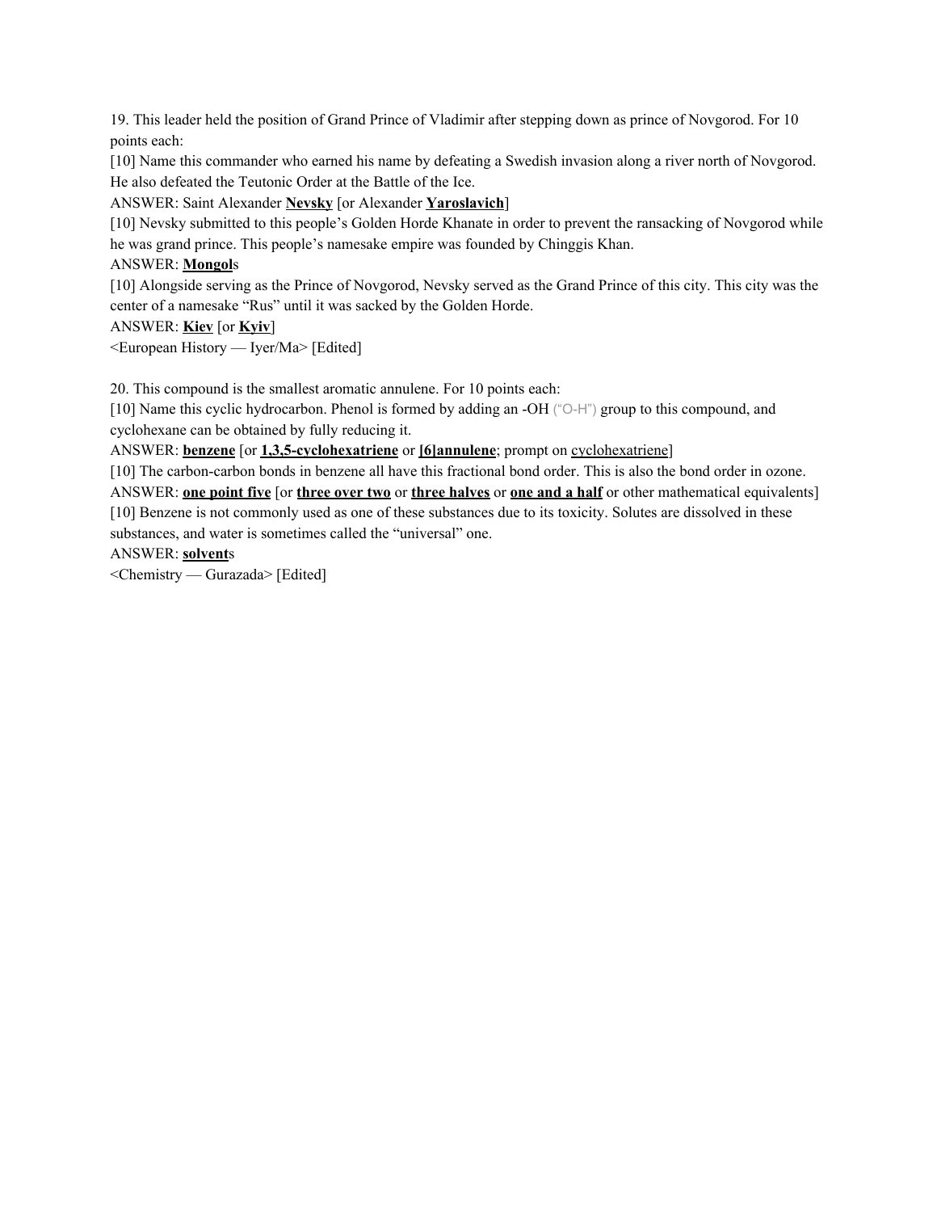19. This leader held the position of Grand Prince of Vladimir after stepping down as prince of Novgorod. For 10 points each:

[10] Name this commander who earned his name by defeating a Swedish invasion along a river north of Novgorod. He also defeated the Teutonic Order at the Battle of the Ice.

ANSWER: Saint Alexander **<u>Nevsky</u>** [or Alexander **<u>Yaroslavich</u>**]

[10] Nevsky submitted to this people's Golden Horde Khanate in order to prevent the ransacking of Novgorod while he was grand prince. This people's namesake empire was founded by Chinggis Khan.

ANSWER: **<u>Mongol</u>**s

[10] Alongside serving as the Prince of Novgorod, Nevsky served as the Grand Prince of this city. This city was the center of a namesake "Rus" until it was sacked by the Golden Horde.

ANSWER: **<u>Kiev</u>** [or **<u>Kyiv</u>**]

<European History — Iyer/Ma> [Edited]

20. This compound is the smallest aromatic annulene. For 10 points each:

[10] Name this cyclic hydrocarbon. Phenol is formed by adding an -OH ("O-H") group to this compound, and cyclohexane can be obtained by fully reducing it.

ANSWER: **<u>benzene</u>** [or **<u>1,3,5-cyclohexatriene</u>** or **<u>[6]annulene</u>**; prompt on <u>cyclohexatriene</u>]

[10] The carbon-carbon bonds in benzene all have this fractional bond order. This is also the bond order in ozone.

ANSWER: **<u>one point five</u>** [or **<u>three over two</u>** or **<u>three halves</u>** or **<u>one and a half</u>** or other mathematical equivalents]

[10] Benzene is not commonly used as one of these substances due to its toxicity. Solutes are dissolved in these substances, and water is sometimes called the "universal" one.

ANSWER: **<u>solvent</u>**s

<Chemistry — Gurazada> [Edited]